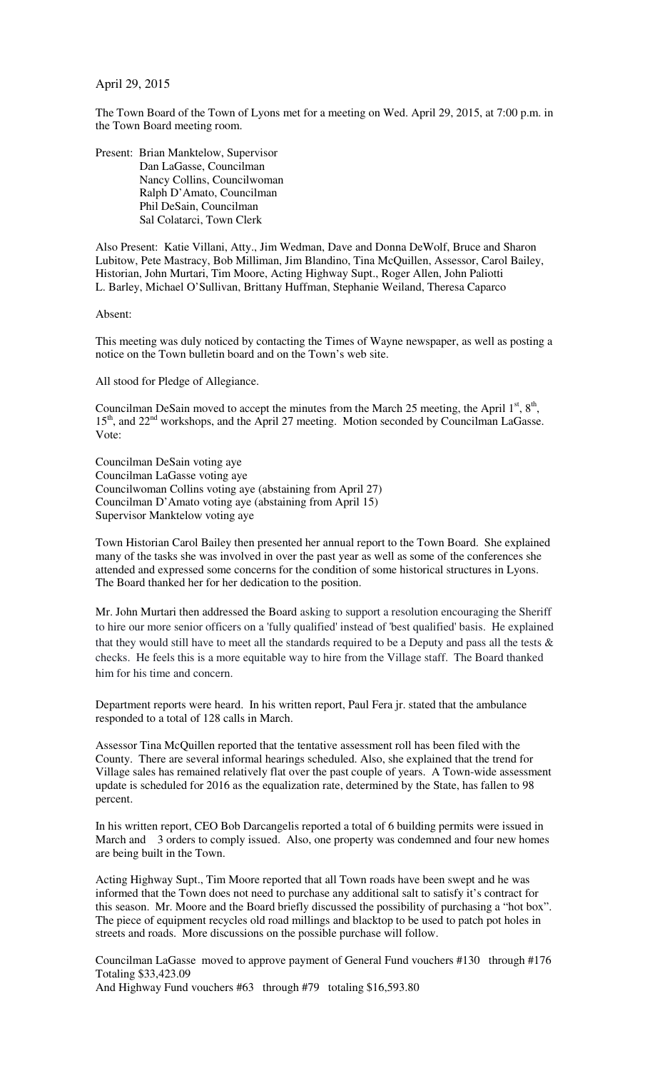April 29, 2015

The Town Board of the Town of Lyons met for a meeting on Wed. April 29, 2015, at 7:00 p.m. in the Town Board meeting room.

Present: Brian Manktelow, Supervisor
Dan LaGasse, Councilman
Nancy Collins, Councilwoman
Ralph D'Amato, Councilman
Phil DeSain, Councilman
Sal Colatarci, Town Clerk

Also Present: Katie Villani, Atty., Jim Wedman, Dave and Donna DeWolf, Bruce and Sharon Lubitow, Pete Mastracy, Bob Milliman, Jim Blandino, Tina McQuillen, Assessor, Carol Bailey, Historian, John Murtari, Tim Moore, Acting Highway Supt., Roger Allen, John Paliotti L. Barley, Michael O'Sullivan, Brittany Huffman, Stephanie Weiland, Theresa Caparco

Absent:

This meeting was duly noticed by contacting the Times of Wayne newspaper, as well as posting a notice on the Town bulletin board and on the Town's web site.

All stood for Pledge of Allegiance.

Councilman DeSain moved to accept the minutes from the March 25 meeting, the April 1st, 8th, 15th, and 22nd workshops, and the April 27 meeting. Motion seconded by Councilman LaGasse. Vote:

Councilman DeSain voting aye
Councilman LaGasse voting aye
Councilwoman Collins voting aye (abstaining from April 27)
Councilman D'Amato voting aye (abstaining from April 15)
Supervisor Manktelow voting aye

Town Historian Carol Bailey then presented her annual report to the Town Board. She explained many of the tasks she was involved in over the past year as well as some of the conferences she attended and expressed some concerns for the condition of some historical structures in Lyons. The Board thanked her for her dedication to the position.

Mr. John Murtari then addressed the Board asking to support a resolution encouraging the Sheriff to hire our more senior officers on a 'fully qualified' instead of 'best qualified' basis. He explained that they would still have to meet all the standards required to be a Deputy and pass all the tests & checks. He feels this is a more equitable way to hire from the Village staff. The Board thanked him for his time and concern.

Department reports were heard. In his written report, Paul Fera jr. stated that the ambulance responded to a total of 128 calls in March.

Assessor Tina McQuillen reported that the tentative assessment roll has been filed with the County. There are several informal hearings scheduled. Also, she explained that the trend for Village sales has remained relatively flat over the past couple of years. A Town-wide assessment update is scheduled for 2016 as the equalization rate, determined by the State, has fallen to 98 percent.

In his written report, CEO Bob Darcangelis reported a total of 6 building permits were issued in March and 3 orders to comply issued. Also, one property was condemned and four new homes are being built in the Town.

Acting Highway Supt., Tim Moore reported that all Town roads have been swept and he was informed that the Town does not need to purchase any additional salt to satisfy it's contract for this season. Mr. Moore and the Board briefly discussed the possibility of purchasing a "hot box". The piece of equipment recycles old road millings and blacktop to be used to patch pot holes in streets and roads. More discussions on the possible purchase will follow.

Councilman LaGasse moved to approve payment of General Fund vouchers #130 through #176 Totaling $33,423.09
And Highway Fund vouchers #63 through #79 totaling $16,593.80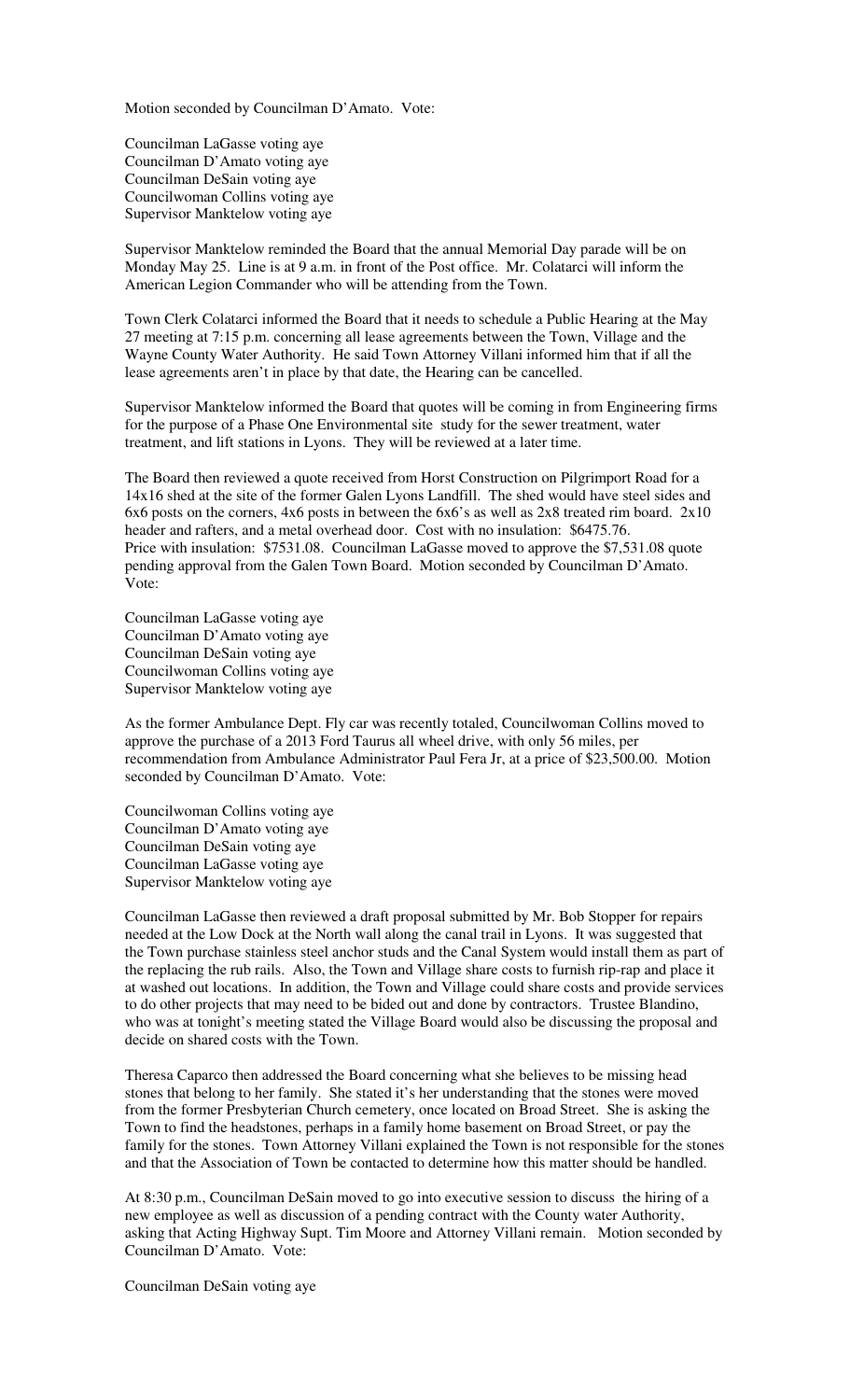Motion seconded by Councilman D'Amato. Vote:

Councilman LaGasse voting aye
Councilman D'Amato voting aye
Councilman DeSain voting aye
Councilwoman Collins voting aye
Supervisor Manktelow voting aye

Supervisor Manktelow reminded the Board that the annual Memorial Day parade will be on Monday May 25. Line is at 9 a.m. in front of the Post office. Mr. Colatarci will inform the American Legion Commander who will be attending from the Town.

Town Clerk Colatarci informed the Board that it needs to schedule a Public Hearing at the May 27 meeting at 7:15 p.m. concerning all lease agreements between the Town, Village and the Wayne County Water Authority. He said Town Attorney Villani informed him that if all the lease agreements aren't in place by that date, the Hearing can be cancelled.

Supervisor Manktelow informed the Board that quotes will be coming in from Engineering firms for the purpose of a Phase One Environmental site study for the sewer treatment, water treatment, and lift stations in Lyons. They will be reviewed at a later time.

The Board then reviewed a quote received from Horst Construction on Pilgrimport Road for a 14x16 shed at the site of the former Galen Lyons Landfill. The shed would have steel sides and 6x6 posts on the corners, 4x6 posts in between the 6x6's as well as 2x8 treated rim board. 2x10 header and rafters, and a metal overhead door. Cost with no insulation: $6475.76. Price with insulation: $7531.08. Councilman LaGasse moved to approve the $7,531.08 quote pending approval from the Galen Town Board. Motion seconded by Councilman D'Amato. Vote:

Councilman LaGasse voting aye
Councilman D'Amato voting aye
Councilman DeSain voting aye
Councilwoman Collins voting aye
Supervisor Manktelow voting aye

As the former Ambulance Dept. Fly car was recently totaled, Councilwoman Collins moved to approve the purchase of a 2013 Ford Taurus all wheel drive, with only 56 miles, per recommendation from Ambulance Administrator Paul Fera Jr, at a price of $23,500.00. Motion seconded by Councilman D'Amato. Vote:

Councilwoman Collins voting aye
Councilman D'Amato voting aye
Councilman DeSain voting aye
Councilman LaGasse voting aye
Supervisor Manktelow voting aye

Councilman LaGasse then reviewed a draft proposal submitted by Mr. Bob Stopper for repairs needed at the Low Dock at the North wall along the canal trail in Lyons. It was suggested that the Town purchase stainless steel anchor studs and the Canal System would install them as part of the replacing the rub rails. Also, the Town and Village share costs to furnish rip-rap and place it at washed out locations. In addition, the Town and Village could share costs and provide services to do other projects that may need to be bided out and done by contractors. Trustee Blandino, who was at tonight's meeting stated the Village Board would also be discussing the proposal and decide on shared costs with the Town.

Theresa Caparco then addressed the Board concerning what she believes to be missing head stones that belong to her family. She stated it's her understanding that the stones were moved from the former Presbyterian Church cemetery, once located on Broad Street. She is asking the Town to find the headstones, perhaps in a family home basement on Broad Street, or pay the family for the stones. Town Attorney Villani explained the Town is not responsible for the stones and that the Association of Town be contacted to determine how this matter should be handled.

At 8:30 p.m., Councilman DeSain moved to go into executive session to discuss the hiring of a new employee as well as discussion of a pending contract with the County water Authority, asking that Acting Highway Supt. Tim Moore and Attorney Villani remain. Motion seconded by Councilman D'Amato. Vote:

Councilman DeSain voting aye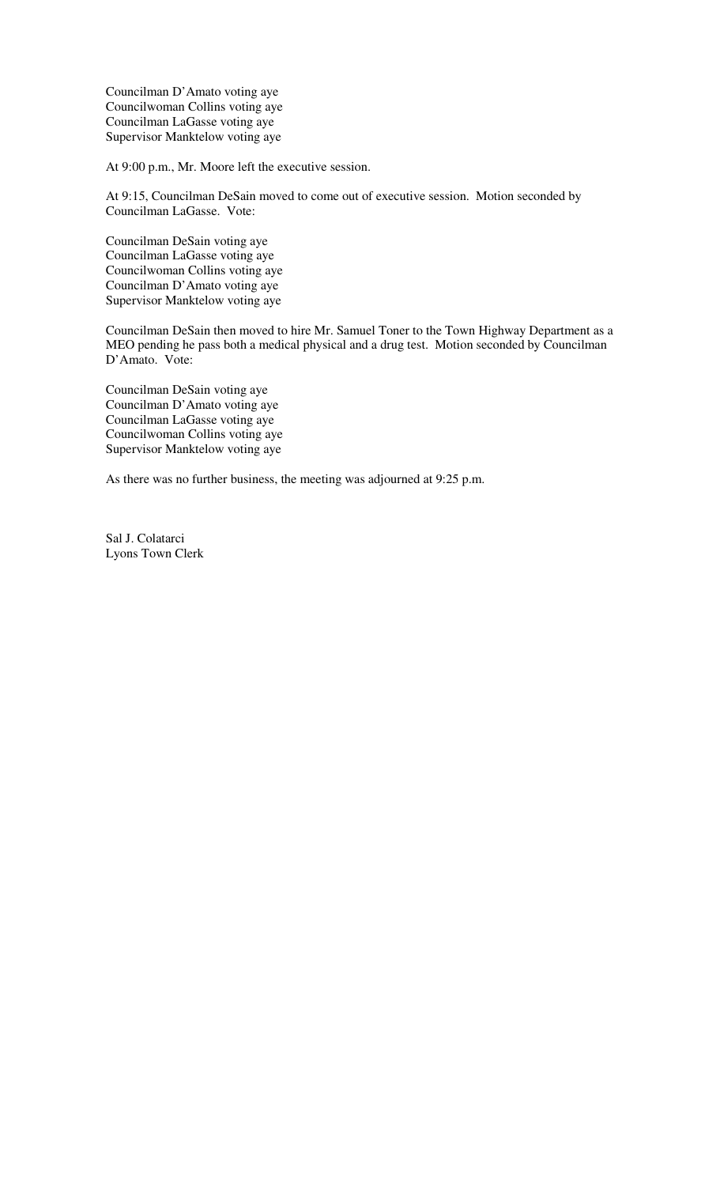Councilman D'Amato voting aye
Councilwoman Collins voting aye
Councilman LaGasse voting aye
Supervisor Manktelow voting aye

At 9:00 p.m., Mr. Moore left the executive session.

At 9:15, Councilman DeSain moved to come out of executive session. Motion seconded by Councilman LaGasse. Vote:

Councilman DeSain voting aye
Councilman LaGasse voting aye
Councilwoman Collins voting aye
Councilman D'Amato voting aye
Supervisor Manktelow voting aye

Councilman DeSain then moved to hire Mr. Samuel Toner to the Town Highway Department as a MEO pending he pass both a medical physical and a drug test. Motion seconded by Councilman D'Amato. Vote:

Councilman DeSain voting aye
Councilman D'Amato voting aye
Councilman LaGasse voting aye
Councilwoman Collins voting aye
Supervisor Manktelow voting aye

As there was no further business, the meeting was adjourned at 9:25 p.m.

Sal J. Colatarci
Lyons Town Clerk